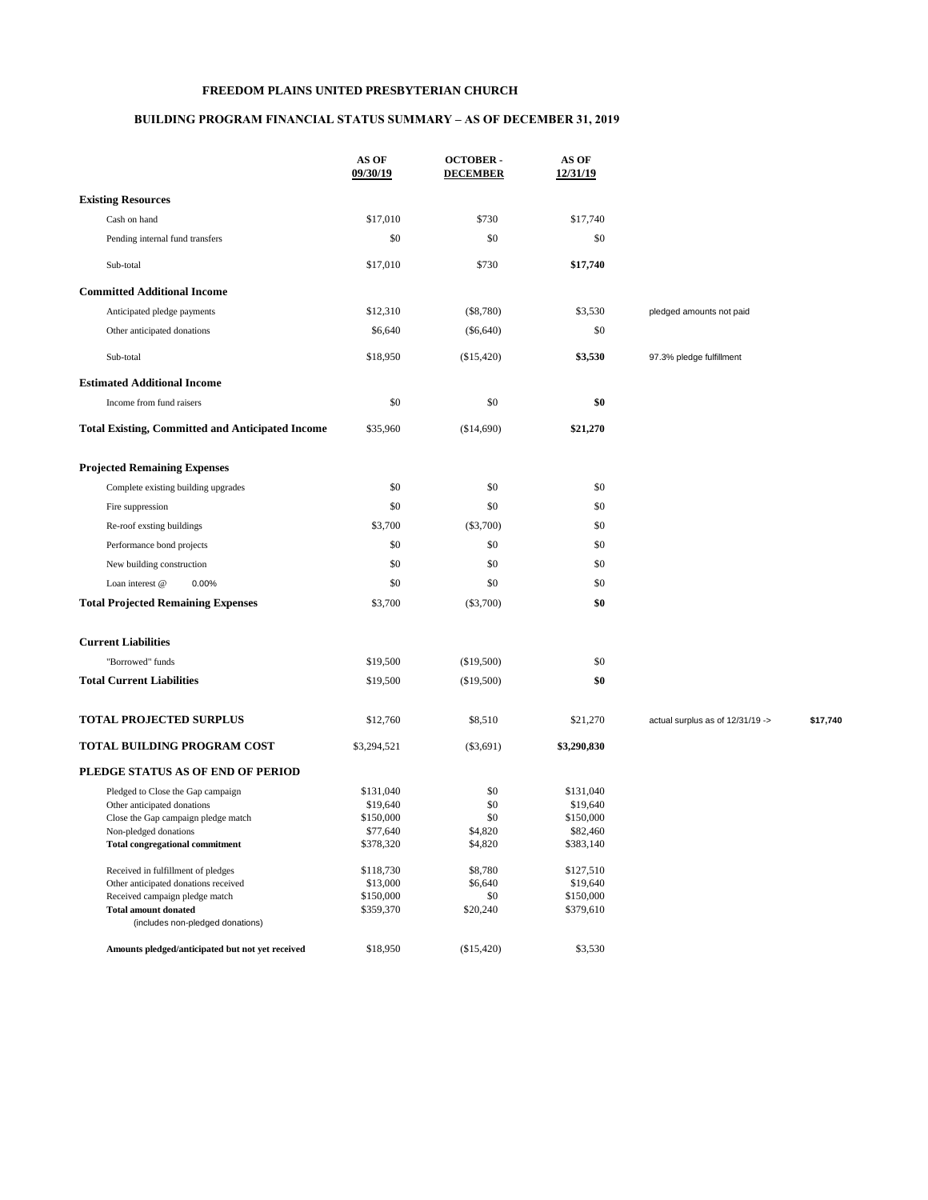# FREEDOM PLAINS UNITED PRESBYTERIAN CHURCH

## BUILDING PROGRAM FINANCIAL STATUS SUMMARY – AS OF DECEMBER 31, 2019

| | AS OF 09/30/19 | OCTOBER - DECEMBER | AS OF 12/31/19 | | |
|---|---|---|---|---|---|
| **Existing Resources** | | | | | |
| Cash on hand | $17,010 | $730 | $17,740 | | |
| Pending internal fund transfers | $0 | $0 | $0 | | |
| Sub-total | $17,010 | $730 | **$17,740** | | |
| **Committed Additional Income** | | | | | |
| Anticipated pledge payments | $12,310 | ($8,780) | $3,530 | pledged amounts not paid | |
| Other anticipated donations | $6,640 | ($6,640) | $0 | | |
| Sub-total | $18,950 | ($15,420) | **$3,530** | 97.3% pledge fulfillment | |
| **Estimated Additional Income** | | | | | |
| Income from fund raisers | $0 | $0 | **$0** | | |
| **Total Existing, Committed and Anticipated Income** | $35,960 | ($14,690) | **$21,270** | | |
| **Projected Remaining Expenses** | | | | | |
| Complete existing building upgrades | $0 | $0 | $0 | | |
| Fire suppression | $0 | $0 | $0 | | |
| Re-roof exsting buildings | $3,700 | ($3,700) | $0 | | |
| Performance bond projects | $0 | $0 | $0 | | |
| New building construction | $0 | $0 | $0 | | |
| Loan interest @ 0.00% | $0 | $0 | $0 | | |
| **Total Projected Remaining Expenses** | $3,700 | ($3,700) | **$0** | | |
| **Current Liabilities** | | | | | |
| "Borrowed" funds | $19,500 | ($19,500) | $0 | | |
| **Total Current Liabilities** | $19,500 | ($19,500) | **$0** | | |
| **TOTAL PROJECTED SURPLUS** | $12,760 | $8,510 | $21,270 | actual surplus as of 12/31/19 -> | **$17,740** |
| **TOTAL BUILDING PROGRAM COST** | $3,294,521 | ($3,691) | **$3,290,830** | | |
| **PLEDGE STATUS AS OF END OF PERIOD** | | | | | |
| Pledged to Close the Gap campaign | $131,040 | $0 | $131,040 | | |
| Other anticipated donations | $19,640 | $0 | $19,640 | | |
| Close the Gap campaign pledge match | $150,000 | $0 | $150,000 | | |
| Non-pledged donations | $77,640 | $4,820 | $82,460 | | |
| **Total congregational commitment** | $378,320 | $4,820 | $383,140 | | |
| Received in fulfillment of pledges | $118,730 | $8,780 | $127,510 | | |
| Other anticipated donations received | $13,000 | $6,640 | $19,640 | | |
| Received campaign pledge match | $150,000 | $0 | $150,000 | | |
| **Total amount donated** (includes non-pledged donations) | $359,370 | $20,240 | $379,610 | | |
| **Amounts pledged/anticipated but not yet received** | $18,950 | ($15,420) | $3,530 | | |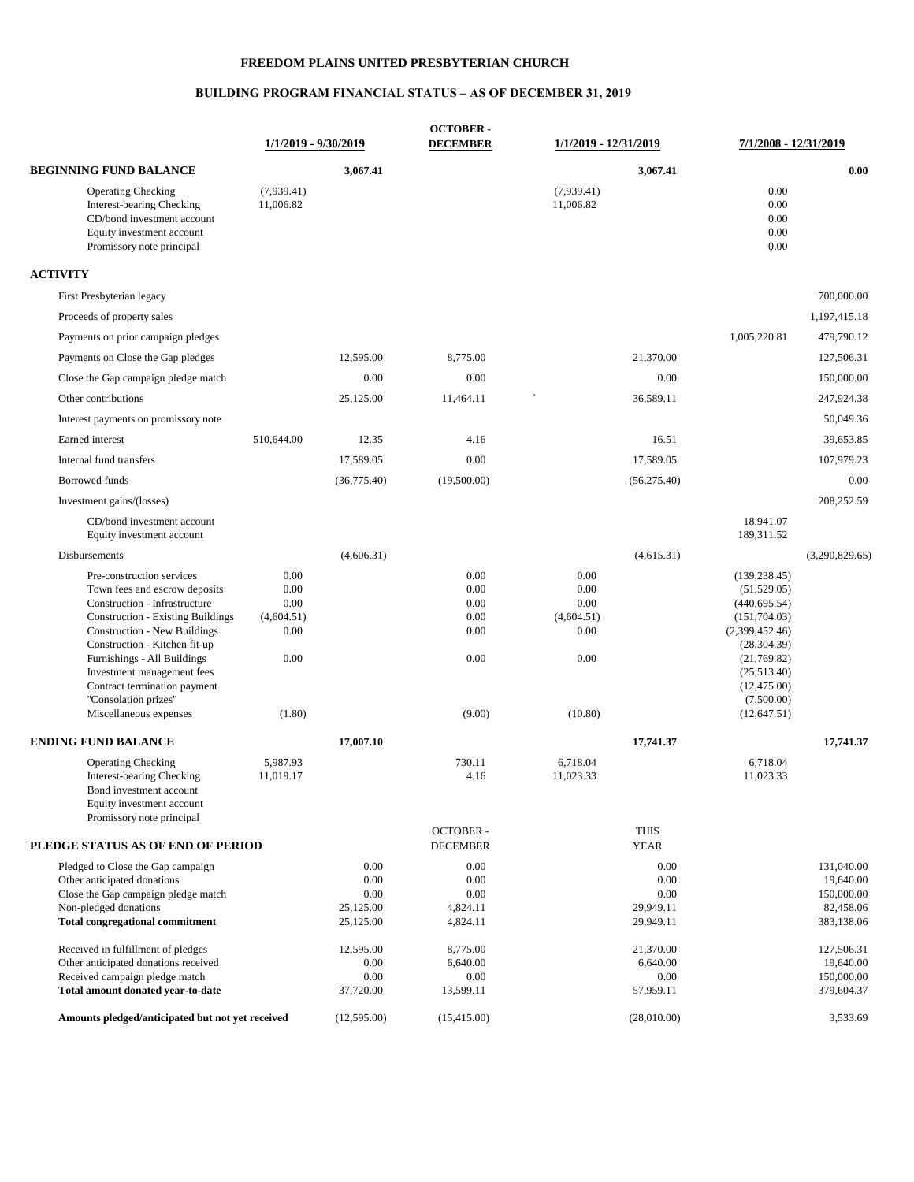# FREEDOM PLAINS UNITED PRESBYTERIAN CHURCH

## BUILDING PROGRAM FINANCIAL STATUS – AS OF DECEMBER 31, 2019

| | 1/1/2019 - 9/30/2019 | | OCTOBER - DECEMBER | 1/1/2019 - 12/31/2019 | | 7/1/2008 - 12/31/2019 | |
|---|---|---|---|---|---|---|---|
| **BEGINNING FUND BALANCE** | | **3,067.41** | | | **3,067.41** | | **0.00** |
| Operating Checking | (7,939.41) | | | (7,939.41) | | 0.00 | |
| Interest-bearing Checking | 11,006.82 | | | 11,006.82 | | 0.00 | |
| CD/bond investment account | | | | | | 0.00 | |
| Equity investment account | | | | | | 0.00 | |
| Promissory note principal | | | | | | 0.00 | |
| **ACTIVITY** | | | | | | | |
| First Presbyterian legacy | | | | | | | 700,000.00 |
| Proceeds of property sales | | | | | | | 1,197,415.18 |
| Payments on prior campaign pledges | | | | | | 1,005,220.81 | 479,790.12 |
| Payments on Close the Gap pledges | | 12,595.00 | 8,775.00 | | 21,370.00 | | 127,506.31 |
| Close the Gap campaign pledge match | | 0.00 | 0.00 | | 0.00 | | 150,000.00 |
| Other contributions | | 25,125.00 | 11,464.11 | ` | 36,589.11 | | 247,924.38 |
| Interest payments on promissory note | | | | | | | 50,049.36 |
| Earned interest | 510,644.00 | 12.35 | 4.16 | | 16.51 | | 39,653.85 |
| Internal fund transfers | | 17,589.05 | 0.00 | | 17,589.05 | | 107,979.23 |
| Borrowed funds | | (36,775.40) | (19,500.00) | | (56,275.40) | | 0.00 |
| Investment gains/(losses) | | | | | | | 208,252.59 |
| CD/bond investment account | | | | | | 18,941.07 | |
| Equity investment account | | | | | | 189,311.52 | |
| Disbursements | | (4,606.31) | | | (4,615.31) | | (3,290,829.65) |
| Pre-construction services | 0.00 | | 0.00 | 0.00 | | (139,238.45) | |
| Town fees and escrow deposits | 0.00 | | 0.00 | 0.00 | | (51,529.05) | |
| Construction - Infrastructure | 0.00 | | 0.00 | 0.00 | | (440,695.54) | |
| Construction - Existing Buildings | (4,604.51) | | 0.00 | (4,604.51) | | (151,704.03) | |
| Construction - New Buildings | 0.00 | | 0.00 | 0.00 | | (2,399,452.46) | |
| Construction - Kitchen fit-up | | | | | | (28,304.39) | |
| Furnishings - All Buildings | 0.00 | | 0.00 | 0.00 | | (21,769.82) | |
| Investment management fees | | | | | | (25,513.40) | |
| Contract termination payment | | | | | | (12,475.00) | |
| "Consolation prizes" | | | | | | (7,500.00) | |
| Miscellaneous expenses | (1.80) | | (9.00) | (10.80) | | (12,647.51) | |
| **ENDING FUND BALANCE** | | **17,007.10** | | | **17,741.37** | | **17,741.37** |
| Operating Checking | 5,987.93 | | 730.11 | 6,718.04 | | 6,718.04 | |
| Interest-bearing Checking | 11,019.17 | | 4.16 | 11,023.33 | | 11,023.33 | |
| Bond investment account | | | | | | | |
| Equity investment account | | | | | | | |
| Promissory note principal | | | | | | | |

| PLEDGE STATUS AS OF END OF PERIOD | | OCTOBER - DECEMBER | THIS YEAR | |
|---|---|---|---|---|
| Pledged to Close the Gap campaign | 0.00 | 0.00 | 0.00 | 131,040.00 |
| Other anticipated donations | 0.00 | 0.00 | 0.00 | 19,640.00 |
| Close the Gap campaign pledge match | 0.00 | 0.00 | 0.00 | 150,000.00 |
| Non-pledged donations | 25,125.00 | 4,824.11 | 29,949.11 | 82,458.06 |
| **Total congregational commitment** | 25,125.00 | 4,824.11 | 29,949.11 | 383,138.06 |
| Received in fulfillment of pledges | 12,595.00 | 8,775.00 | 21,370.00 | 127,506.31 |
| Other anticipated donations received | 0.00 | 6,640.00 | 6,640.00 | 19,640.00 |
| Received campaign pledge match | 0.00 | 0.00 | 0.00 | 150,000.00 |
| **Total amount donated year-to-date** | 37,720.00 | 13,599.11 | 57,959.11 | 379,604.37 |
| **Amounts pledged/anticipated but not yet received** | (12,595.00) | (15,415.00) | (28,010.00) | 3,533.69 |